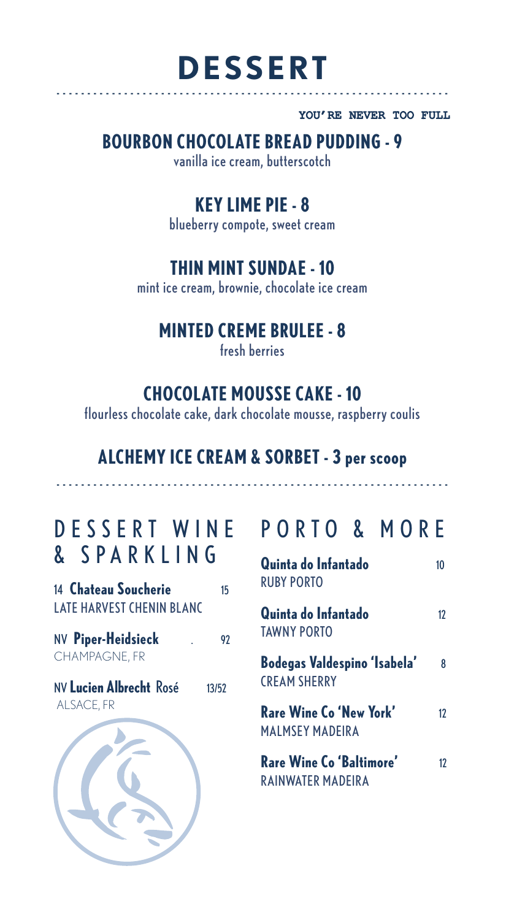# DESSERT

YOU'RE NEVER TOO FULL

## BOURBON CHOCOLATE BREAD PUDDING - 9

vanilla ice cream, butterscotch

## KEY LIME PIE - 8

blueberry compote, sweet cream

## THIN MINT SUNDAE - 10

mint ice cream, brownie, chocolate ice cream

## MINTED CREME BRULEE - 8

fresh berries

## CHOCOLATE MOUSSE CAKE - 10

flourless chocolate cake, dark chocolate mousse, raspberry coulis

## ALCHEMY ICE CREAM & SORBET - 3 per scoop

## DESSERT WINE & SPARKLING

14 **Chateau Soucherie** 15
LATE HARVEST CHENIN BLANC

NV **Piper-Heidsieck** . 92
CHAMPAGNE, FR

NV **Lucien Albrecht** Rosé 13/52
ALSACE, FR

## PORTO & MORE

**Quinta do Infantado** 10
RUBY PORTO

**Quinta do Infantado** 12
TAWNY PORTO

**Bodegas Valdespino 'Isabela'** 8
CREAM SHERRY

**Rare Wine Co 'New York'** 12
MALMSEY MADEIRA

**Rare Wine Co 'Baltimore'** 12
RAINWATER MADEIRA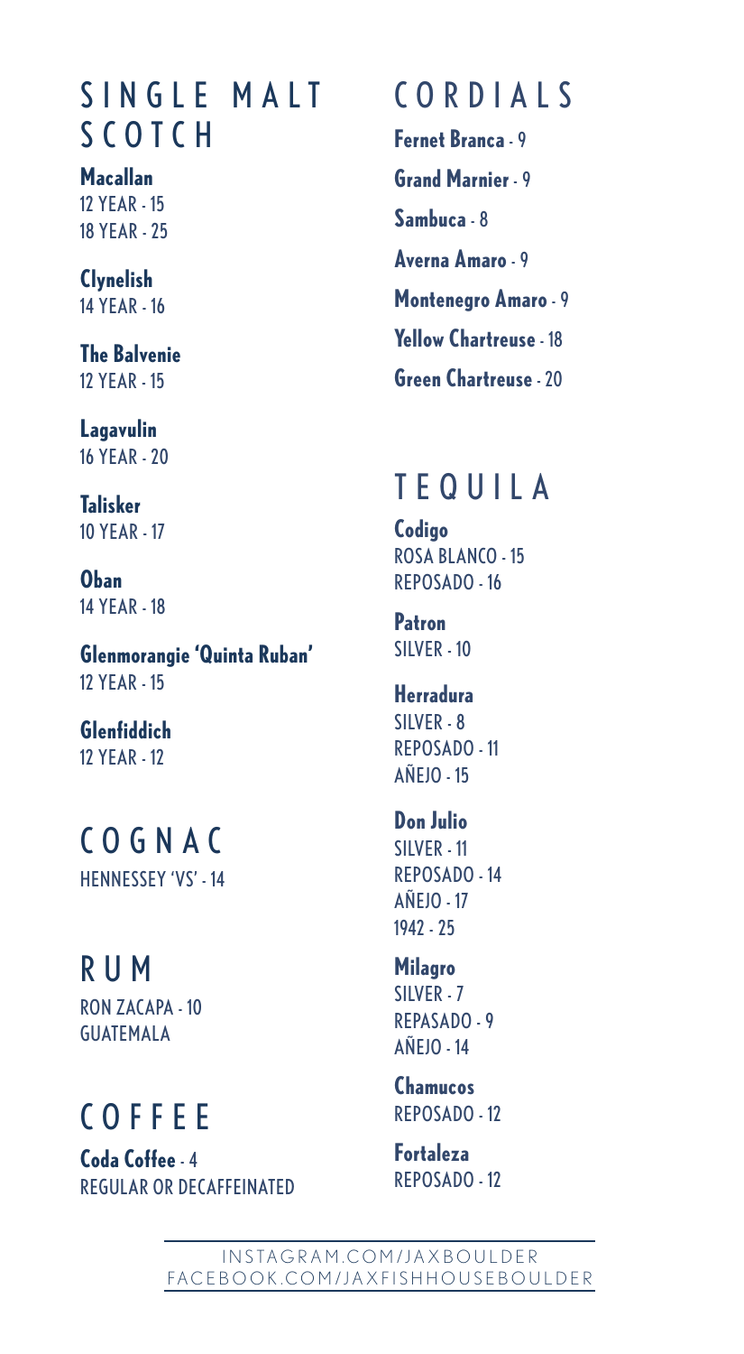## SINGLE MALT SCOTCH

**Macallan**
12 YEAR - 15
18 YEAR - 25

**Clynelish**
14 YEAR - 16

**The Balvenie**
12 YEAR - 15

**Lagavulin**
16 YEAR - 20

**Talisker**
10 YEAR - 17

**Oban**
14 YEAR - 18

**Glenmorangie 'Quinta Ruban'**
12 YEAR - 15

**Glenfiddich**
12 YEAR - 12

## COGNAC

HENNESSEY 'VS' - 14

## RUM

RON ZACAPA - 10
GUATEMALA

## COFFEE

**Coda Coffee** - 4
REGULAR OR DECAFFEINATED

## CORDIALS

**Fernet Branca** - 9

**Grand Marnier** - 9

**Sambuca** - 8

**Averna Amaro** - 9

**Montenegro Amaro** - 9

**Yellow Chartreuse** - 18

**Green Chartreuse** - 20

## TEQUILA

**Codigo**
ROSA BLANCO - 15
REPOSADO - 16

**Patron**
SILVER - 10

**Herradura**
SILVER - 8
REPOSADO - 11
AÑEJO - 15

**Don Julio**
SILVER - 11
REPOSADO - 14
AÑEJO - 17
1942 - 25

**Milagro**
SILVER - 7
REPASADO - 9
AÑEJO - 14

**Chamucos**
REPOSADO - 12

**Fortaleza**
REPOSADO - 12

INSTAGRAM.COM/JAXBOULDER
FACEBOOK.COM/JAXFISHHOUSEBOULDER